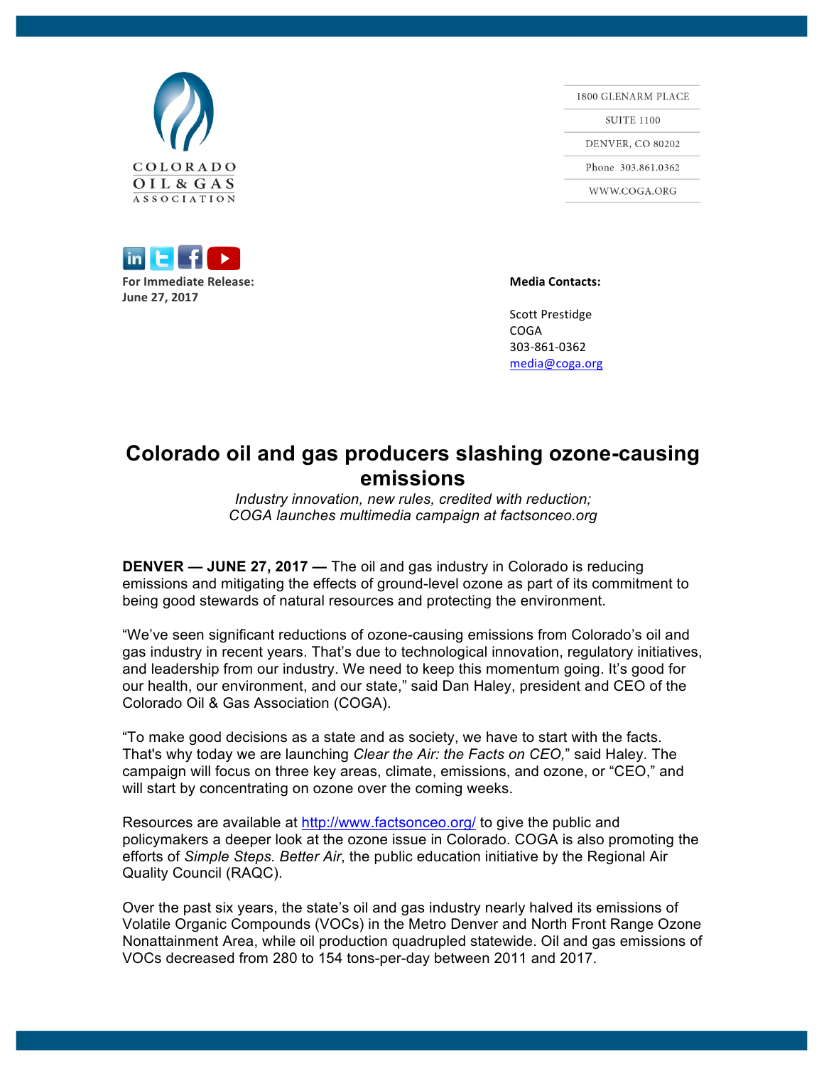COLORADO OIL & GAS ASSOCIATION

1800 GLENARM PLACE
SUITE 1100
DENVER, CO 80202
Phone 303.861.0362
WWW.COGA.ORG

**For Immediate Release:**
**June 27, 2017**

**Media Contacts:**

Scott Prestidge
COGA
303-861-0362
media@coga.org

# Colorado oil and gas producers slashing ozone-causing emissions

*Industry innovation, new rules, credited with reduction;*
*COGA launches multimedia campaign at factsonceo.org*

**DENVER — JUNE 27, 2017 —** The oil and gas industry in Colorado is reducing emissions and mitigating the effects of ground-level ozone as part of its commitment to being good stewards of natural resources and protecting the environment.

"We've seen significant reductions of ozone-causing emissions from Colorado's oil and gas industry in recent years. That's due to technological innovation, regulatory initiatives, and leadership from our industry. We need to keep this momentum going. It's good for our health, our environment, and our state," said Dan Haley, president and CEO of the Colorado Oil & Gas Association (COGA).

"To make good decisions as a state and as society, we have to start with the facts. That's why today we are launching *Clear the Air: the Facts on CEO,*" said Haley. The campaign will focus on three key areas, climate, emissions, and ozone, or "CEO," and will start by concentrating on ozone over the coming weeks.

Resources are available at http://www.factsonceo.org/ to give the public and policymakers a deeper look at the ozone issue in Colorado. COGA is also promoting the efforts of *Simple Steps. Better Air*, the public education initiative by the Regional Air Quality Council (RAQC).

Over the past six years, the state's oil and gas industry nearly halved its emissions of Volatile Organic Compounds (VOCs) in the Metro Denver and North Front Range Ozone Nonattainment Area, while oil production quadrupled statewide. Oil and gas emissions of VOCs decreased from 280 to 154 tons-per-day between 2011 and 2017.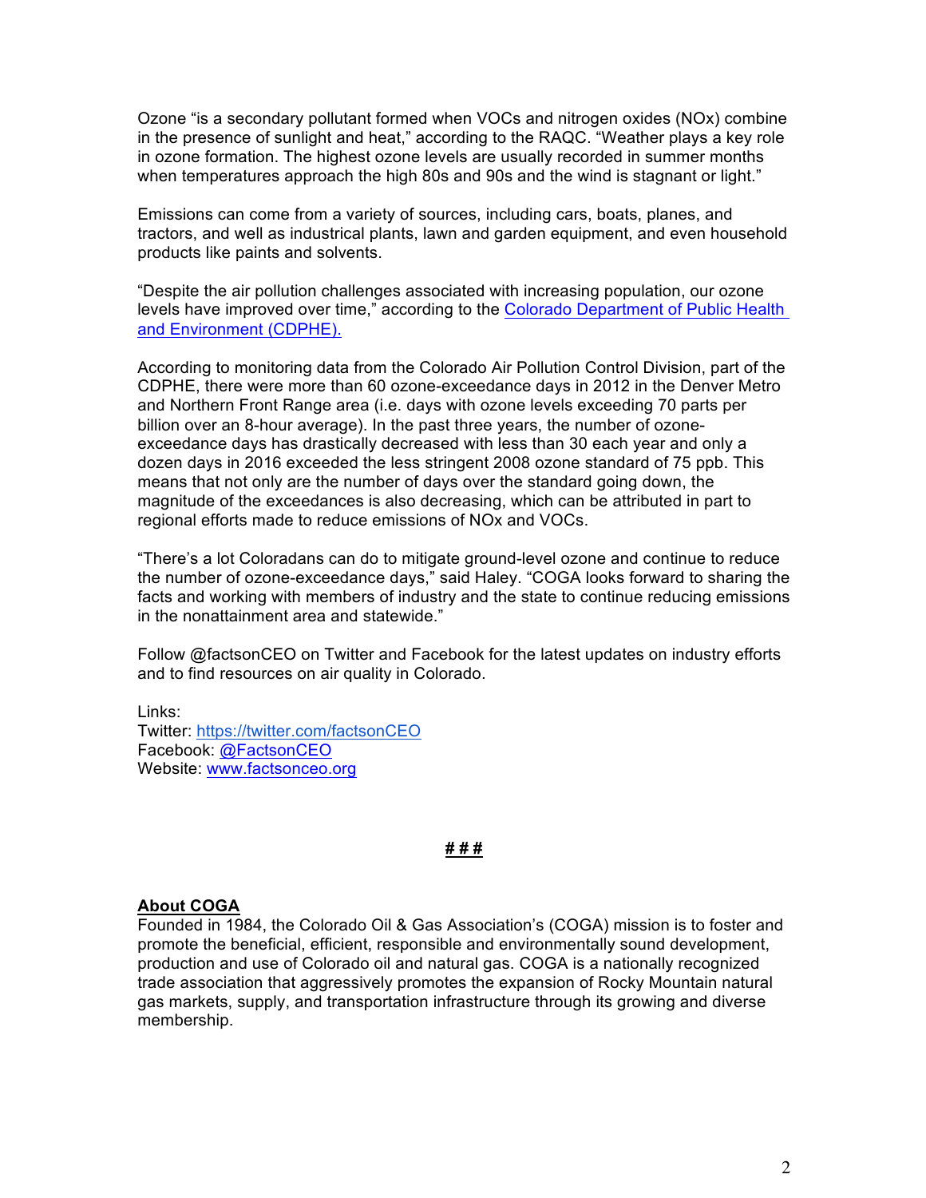Ozone "is a secondary pollutant formed when VOCs and nitrogen oxides (NOx) combine in the presence of sunlight and heat," according to the RAQC. "Weather plays a key role in ozone formation. The highest ozone levels are usually recorded in summer months when temperatures approach the high 80s and 90s and the wind is stagnant or light."

Emissions can come from a variety of sources, including cars, boats, planes, and tractors, and well as industrial plants, lawn and garden equipment, and even household products like paints and solvents.

"Despite the air pollution challenges associated with increasing population, our ozone levels have improved over time," according to the [Colorado Department of Public Health and Environment (CDPHE).]()

According to monitoring data from the Colorado Air Pollution Control Division, part of the CDPHE, there were more than 60 ozone-exceedance days in 2012 in the Denver Metro and Northern Front Range area (i.e. days with ozone levels exceeding 70 parts per billion over an 8-hour average). In the past three years, the number of ozone-exceedance days has drastically decreased with less than 30 each year and only a dozen days in 2016 exceeded the less stringent 2008 ozone standard of 75 ppb. This means that not only are the number of days over the standard going down, the magnitude of the exceedances is also decreasing, which can be attributed in part to regional efforts made to reduce emissions of NOx and VOCs.

"There's a lot Coloradans can do to mitigate ground-level ozone and continue to reduce the number of ozone-exceedance days," said Haley. "COGA looks forward to sharing the facts and working with members of industry and the state to continue reducing emissions in the nonattainment area and statewide."

Follow @factsonCEO on Twitter and Facebook for the latest updates on industry efforts and to find resources on air quality in Colorado.

Links:
Twitter: [https://twitter.com/factsonCEO](https://twitter.com/factsonCEO)
Facebook: [@FactsonCEO]()
Website: [www.factsonceo.org](http://www.factsonceo.org)

**# # #**

**About COGA**

Founded in 1984, the Colorado Oil & Gas Association's (COGA) mission is to foster and promote the beneficial, efficient, responsible and environmentally sound development, production and use of Colorado oil and natural gas. COGA is a nationally recognized trade association that aggressively promotes the expansion of Rocky Mountain natural gas markets, supply, and transportation infrastructure through its growing and diverse membership.